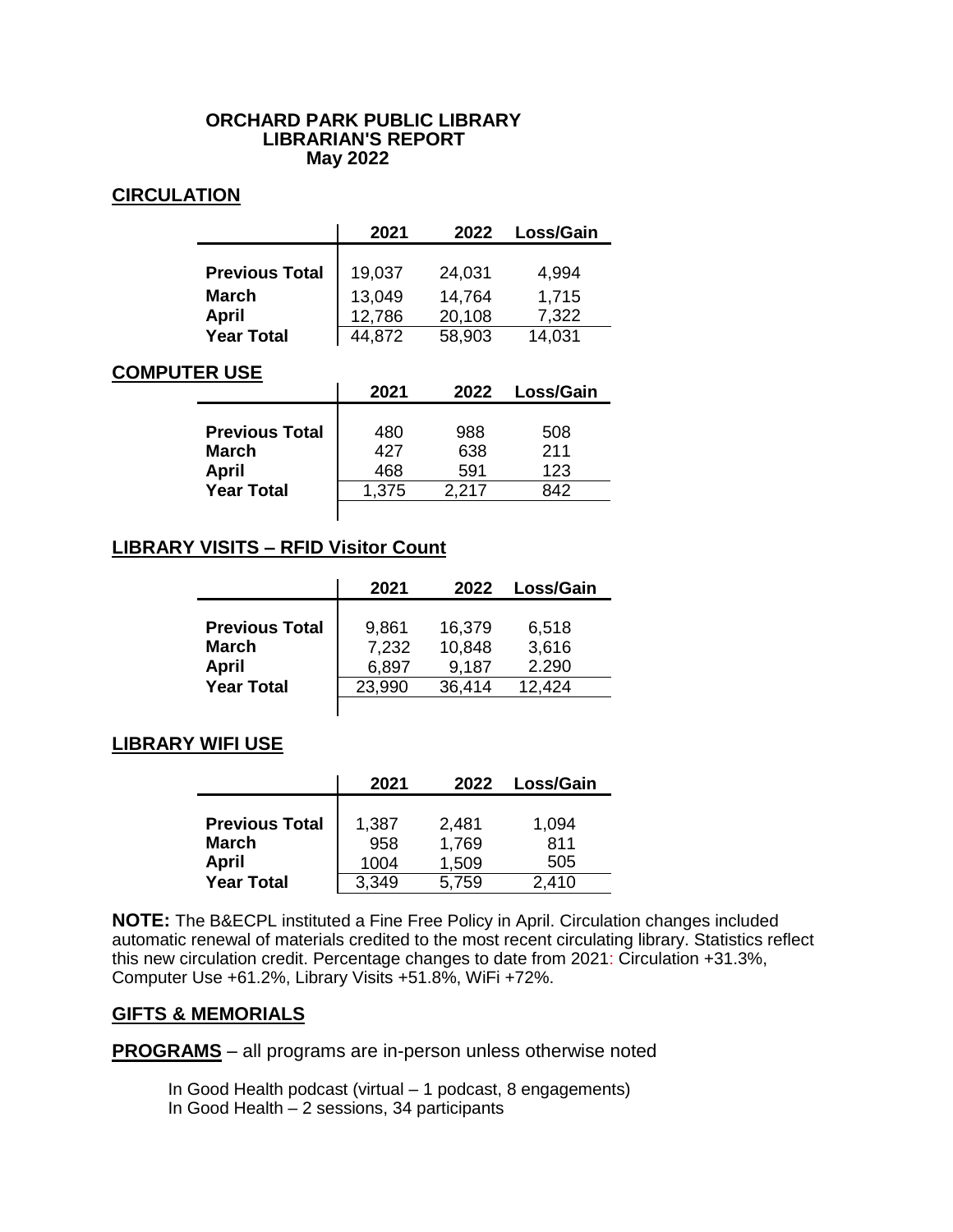# ORCHARD PARK PUBLIC LIBRARY
## LIBRARIAN'S REPORT
### May 2022

## CIRCULATION

| | 2021 | 2022 | Loss/Gain |
|---|---|---|---|
| **Previous Total** | 19,037 | 24,031 | 4,994 |
| **March** | 13,049 | 14,764 | 1,715 |
| **April** | 12,786 | 20,108 | 7,322 |
| **Year Total** | 44,872 | 58,903 | 14,031 |

## COMPUTER USE

| | 2021 | 2022 | Loss/Gain |
|---|---|---|---|
| **Previous Total** | 480 | 988 | 508 |
| **March** | 427 | 638 | 211 |
| **April** | 468 | 591 | 123 |
| **Year Total** | 1,375 | 2,217 | 842 |

## LIBRARY VISITS – RFID Visitor Count

| | 2021 | 2022 | Loss/Gain |
|---|---|---|---|
| **Previous Total** | 9,861 | 16,379 | 6,518 |
| **March** | 7,232 | 10,848 | 3,616 |
| **April** | 6,897 | 9,187 | 2.290 |
| **Year Total** | 23,990 | 36,414 | 12,424 |

## LIBRARY WIFI USE

| | 2021 | 2022 | Loss/Gain |
|---|---|---|---|
| **Previous Total** | 1,387 | 2,481 | 1,094 |
| **March** | 958 | 1,769 | 811 |
| **April** | 1004 | 1,509 | 505 |
| **Year Total** | 3,349 | 5,759 | 2,410 |

**NOTE:** The B&ECPL instituted a Fine Free Policy in April. Circulation changes included automatic renewal of materials credited to the most recent circulating library. Statistics reflect this new circulation credit. Percentage changes to date from 2021: Circulation +31.3%, Computer Use +61.2%, Library Visits +51.8%, WiFi +72%.

## GIFTS & MEMORIALS

**PROGRAMS** – all programs are in-person unless otherwise noted

In Good Health podcast (virtual – 1 podcast, 8 engagements)
In Good Health – 2 sessions, 34 participants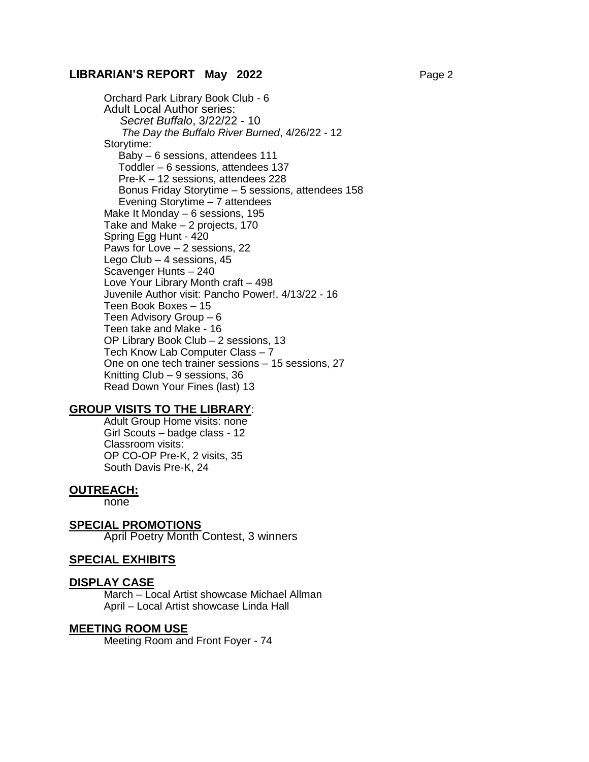Orchard Park Library Book Club - 6
Adult Local Author series:
- *Secret Buffalo*, 3/22/22 - 10
- *The Day the Buffalo River Burned*, 4/26/22 - 12

Storytime:
- Baby – 6 sessions, attendees 111
- Toddler – 6 sessions, attendees 137
- Pre-K – 12 sessions, attendees 228
- Bonus Friday Storytime – 5 sessions, attendees 158
- Evening Storytime – 7 attendees

Make It Monday – 6 sessions, 195
Take and Make – 2 projects, 170
Spring Egg Hunt - 420
Paws for Love – 2 sessions, 22
Lego Club – 4 sessions, 45
Scavenger Hunts – 240
Love Your Library Month craft – 498
Juvenile Author visit: Pancho Power!, 4/13/22 - 16
Teen Book Boxes – 15
Teen Advisory Group – 6
Teen take and Make - 16
OP Library Book Club – 2 sessions, 13
Tech Know Lab Computer Class – 7
One on one tech trainer sessions – 15 sessions, 27
Knitting Club – 9 sessions, 36
Read Down Your Fines (last) 13

## GROUP VISITS TO THE LIBRARY:

Adult Group Home visits: none
Girl Scouts – badge class - 12
Classroom visits:
OP CO-OP Pre-K, 2 visits, 35
South Davis Pre-K, 24

## OUTREACH:

none

## SPECIAL PROMOTIONS

April Poetry Month Contest, 3 winners

## SPECIAL EXHIBITS

## DISPLAY CASE

March – Local Artist showcase Michael Allman
April – Local Artist showcase Linda Hall

## MEETING ROOM USE

Meeting Room and Front Foyer - 74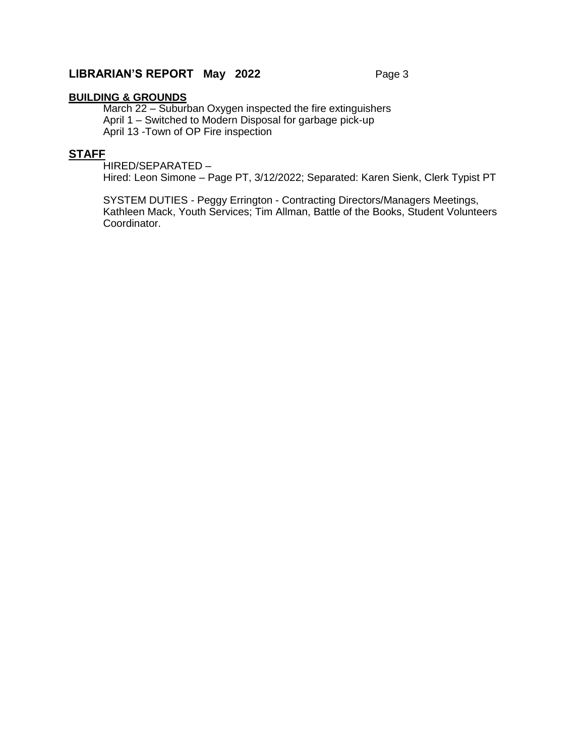## BUILDING & GROUNDS

March 22 – Suburban Oxygen inspected the fire extinguishers
April 1 – Switched to Modern Disposal for garbage pick-up
April 13 -Town of OP Fire inspection

## STAFF

HIRED/SEPARATED –
Hired: Leon Simone – Page PT, 3/12/2022; Separated: Karen Sienk, Clerk Typist PT

SYSTEM DUTIES - Peggy Errington - Contracting Directors/Managers Meetings, Kathleen Mack, Youth Services; Tim Allman, Battle of the Books, Student Volunteers Coordinator.